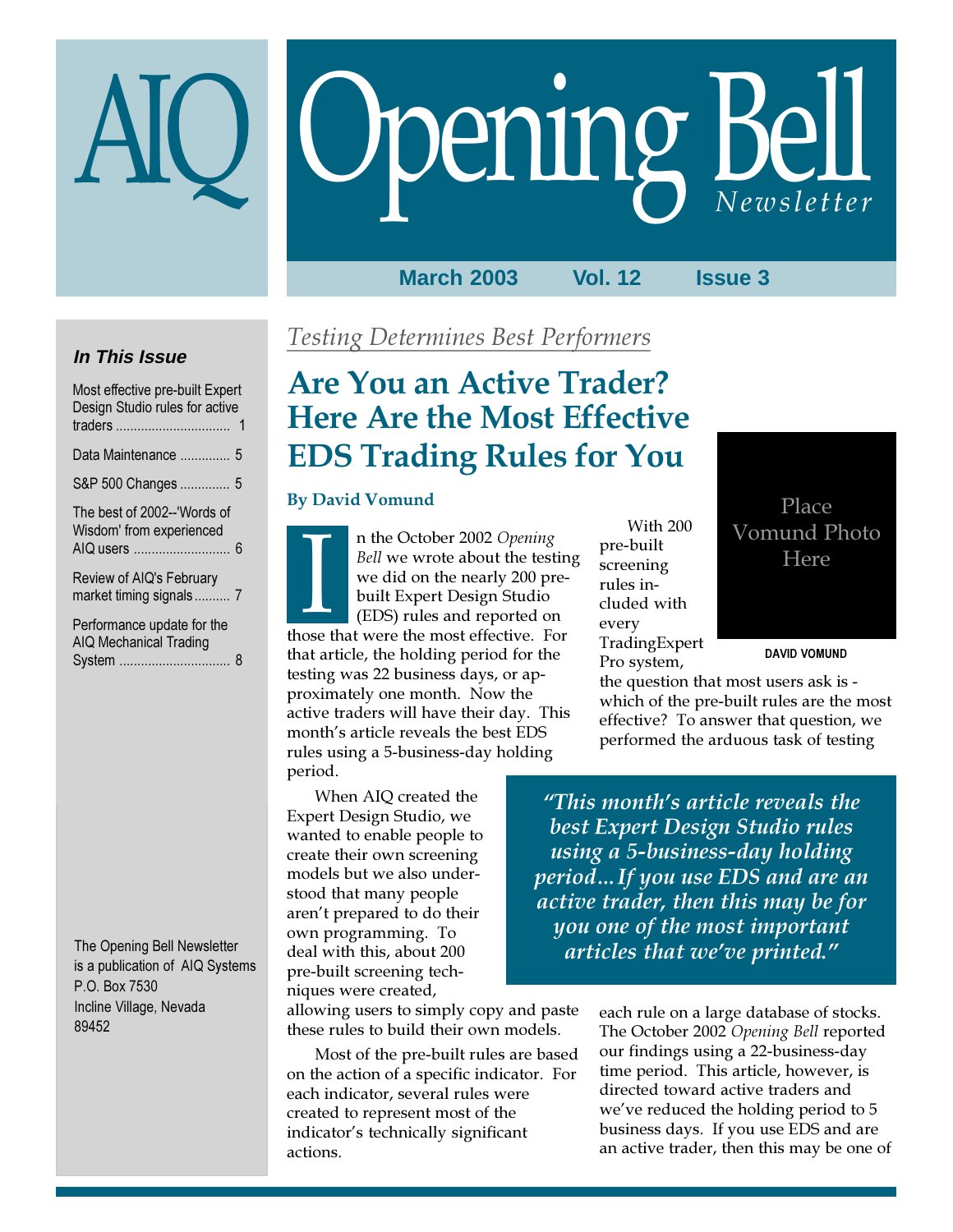# AIQ Opening Bell *Newsletter*

**March 2003 Vol. 12 Issue 3**

### *In This Issue*

- Most effective pre-built Expert Design Studio rules for active traders ................................ 1
- Data Maintenance .............. 5
- S&P 500 Changes .............. 5
- The best of 2002--'Words of Wisdom' from experienced AIQ users ........................... 6
- Review of AIQ's February market timing signals.......... 7
- Performance update for the AIQ Mechanical Trading System ............................... 8

The Opening Bell Newsletter is a publication of AIQ Systems
P.O. Box 7530
Incline Village, Nevada
89452

*Testing Determines Best Performers*

## Are You an Active Trader? Here Are the Most Effective EDS Trading Rules for You

**By David Vomund**

Place Vomund Photo Here

**DAVID VOMUND**

In the October 2002 *Opening Bell* we wrote about the testing we did on the nearly 200 pre-built Expert Design Studio (EDS) rules and reported on those that were the most effective. For that article, the holding period for the testing was 22 business days, or approximately one month. Now the active traders will have their day. This month's article reveals the best EDS rules using a 5-business-day holding period.

When AIQ created the Expert Design Studio, we wanted to enable people to create their own screening models but we also understood that many people aren't prepared to do their own programming. To deal with this, about 200 pre-built screening techniques were created, allowing users to simply copy and paste these rules to build their own models.

Most of the pre-built rules are based on the action of a specific indicator. For each indicator, several rules were created to represent most of the indicator's technically significant actions.

With 200 pre-built screening rules included with every TradingExpert Pro system, the question that most users ask is - which of the pre-built rules are the most effective? To answer that question, we performed the arduous task of testing each rule on a large database of stocks. The October 2002 *Opening Bell* reported our findings using a 22-business-day time period. This article, however, is directed toward active traders and we've reduced the holding period to 5 business days. If you use EDS and are an active trader, then this may be one of

> ***"This month's article reveals the best Expert Design Studio rules using a 5-business-day holding period...If you use EDS and are an active trader, then this may be for you one of the most important articles that we've printed."***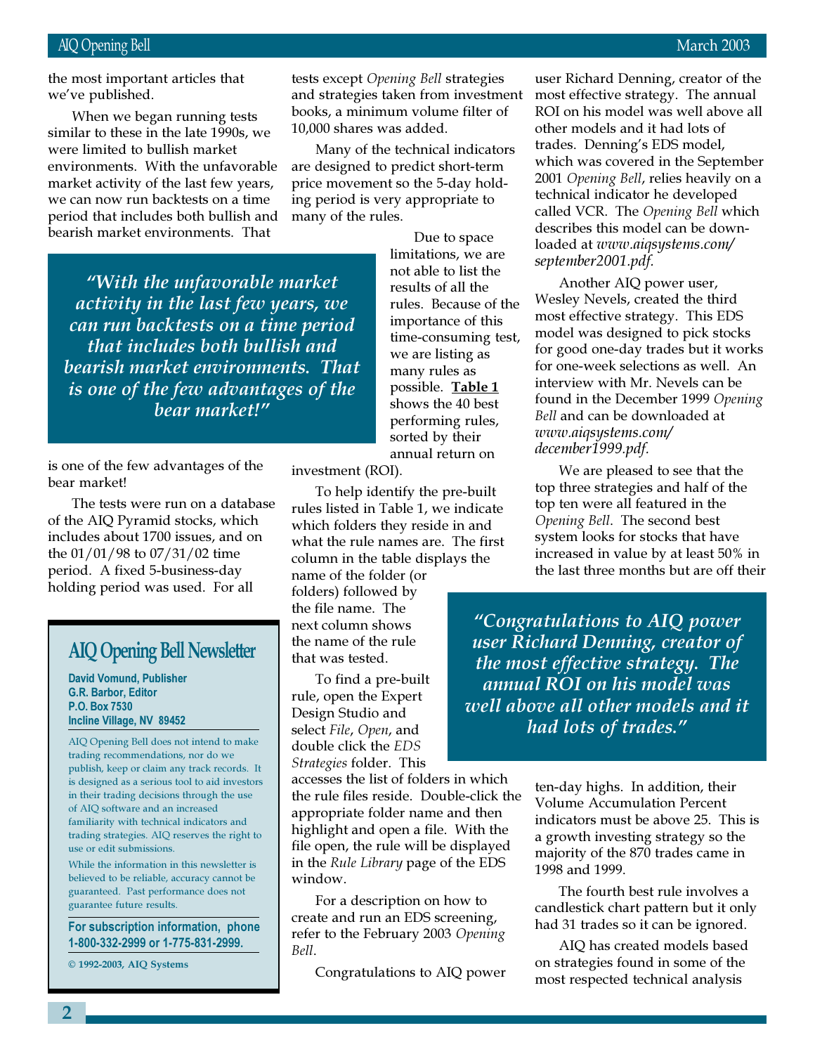the most important articles that we've published.

When we began running tests similar to these in the late 1990s, we were limited to bullish market environments. With the unfavorable market activity of the last few years, we can now run backtests on a time period that includes both bullish and bearish market environments. That is one of the few advantages of the bear market!

> *"With the unfavorable market activity in the last few years, we can run backtests on a time period that includes both bullish and bearish market environments. That is one of the few advantages of the bear market!"*

The tests were run on a database of the AIQ Pyramid stocks, which includes about 1700 issues, and on the 01/01/98 to 07/31/02 time period. A fixed 5-business-day holding period was used. For all tests except *Opening Bell* strategies and strategies taken from investment books, a minimum volume filter of 10,000 shares was added.

Many of the technical indicators are designed to predict short-term price movement so the 5-day holding period is very appropriate to many of the rules.

Due to space limitations, we are not able to list the results of all the rules. Because of the importance of this time-consuming test, we are listing as many rules as possible. **Table 1** shows the 40 best performing rules, sorted by their annual return on investment (ROI).

To help identify the pre-built rules listed in Table 1, we indicate which folders they reside in and what the rule names are. The first column in the table displays the name of the folder (or folders) followed by the file name. The next column shows the name of the rule that was tested.

To find a pre-built rule, open the Expert Design Studio and select *File*, *Open*, and double click the *EDS Strategies* folder. This accesses the list of folders in which the rule files reside. Double-click the appropriate folder name and then highlight and open a file. With the file open, the rule will be displayed in the *Rule Library* page of the EDS window.

For a description on how to create and run an EDS screening, refer to the February 2003 *Opening Bell*.

Congratulations to AIQ power user Richard Denning, creator of the most effective strategy. The annual ROI on his model was well above all other models and it had lots of trades. Denning's EDS model, which was covered in the September 2001 *Opening Bell*, relies heavily on a technical indicator he developed called VCR. The *Opening Bell* which describes this model can be downloaded at *www.aiqsystems.com/september2001.pdf.*

Another AIQ power user, Wesley Nevels, created the third most effective strategy. This EDS model was designed to pick stocks for good one-day trades but it works for one-week selections as well. An interview with Mr. Nevels can be found in the December 1999 *Opening Bell* and can be downloaded at *www.aiqsystems.com/december1999.pdf.*

We are pleased to see that the top three strategies and half of the top ten were all featured in the *Opening Bell*. The second best system looks for stocks that have increased in value by at least 50% in the last three months but are off their ten-day highs. In addition, their Volume Accumulation Percent indicators must be above 25. This is a growth investing strategy so the majority of the 870 trades came in 1998 and 1999.

> *"Congratulations to AIQ power user Richard Denning, creator of the most effective strategy. The annual ROI on his model was well above all other models and it had lots of trades."*

The fourth best rule involves a candlestick chart pattern but it only had 31 trades so it can be ignored.

AIQ has created models based on strategies found in some of the most respected technical analysis

## AIQ Opening Bell Newsletter

**David Vomund, Publisher**
**G.R. Barbor, Editor**
**P.O. Box 7530**
**Incline Village, NV 89452**

AIQ Opening Bell does not intend to make trading recommendations, nor do we publish, keep or claim any track records. It is designed as a serious tool to aid investors in their trading decisions through the use of AIQ software and an increased familiarity with technical indicators and trading strategies. AIQ reserves the right to use or edit submissions.

While the information in this newsletter is believed to be reliable, accuracy cannot be guaranteed. Past performance does not guarantee future results.

**For subscription information, phone 1-800-332-2999 or 1-775-831-2999.**

© 1992-2003, AIQ Systems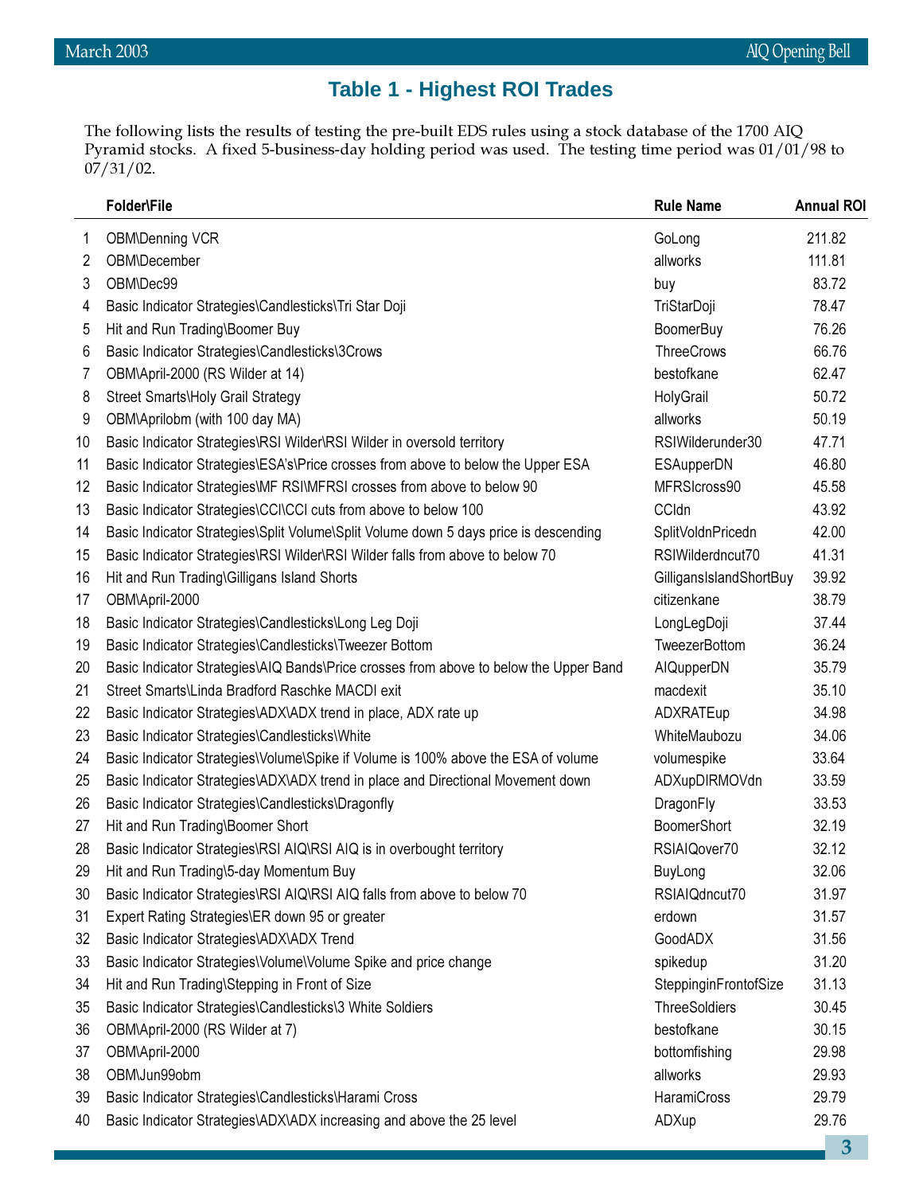## Table 1 - Highest ROI Trades

The following lists the results of testing the pre-built EDS rules using a stock database of the 1700 AIQ Pyramid stocks. A fixed 5-business-day holding period was used. The testing time period was 01/01/98 to 07/31/02.

| | Folder\File | Rule Name | Annual ROI |
|---|---|---|---|
| 1 | OBM\Denning VCR | GoLong | 211.82 |
| 2 | OBM\December | allworks | 111.81 |
| 3 | OBM\Dec99 | buy | 83.72 |
| 4 | Basic Indicator Strategies\Candlesticks\Tri Star Doji | TriStarDoji | 78.47 |
| 5 | Hit and Run Trading\Boomer Buy | BoomerBuy | 76.26 |
| 6 | Basic Indicator Strategies\Candlesticks\3Crows | ThreeCrows | 66.76 |
| 7 | OBM\April-2000 (RS Wilder at 14) | bestofkane | 62.47 |
| 8 | Street Smarts\Holy Grail Strategy | HolyGrail | 50.72 |
| 9 | OBM\Aprilobm (with 100 day MA) | allworks | 50.19 |
| 10 | Basic Indicator Strategies\RSI Wilder\RSI Wilder in oversold territory | RSIWilderunder30 | 47.71 |
| 11 | Basic Indicator Strategies\ESA's\Price crosses from above to below the Upper ESA | ESAupperDN | 46.80 |
| 12 | Basic Indicator Strategies\MF RSI\MFRSI crosses from above to below 90 | MFRSIcross90 | 45.58 |
| 13 | Basic Indicator Strategies\CCI\CCI cuts from above to below 100 | CCIdn | 43.92 |
| 14 | Basic Indicator Strategies\Split Volume\Split Volume down 5 days price is descending | SplitVoldnPricedn | 42.00 |
| 15 | Basic Indicator Strategies\RSI Wilder\RSI Wilder falls from above to below 70 | RSIWilderdncut70 | 41.31 |
| 16 | Hit and Run Trading\Gilligans Island Shorts | GilligansIslandShortBuy | 39.92 |
| 17 | OBM\April-2000 | citizenkane | 38.79 |
| 18 | Basic Indicator Strategies\Candlesticks\Long Leg Doji | LongLegDoji | 37.44 |
| 19 | Basic Indicator Strategies\Candlesticks\Tweezer Bottom | TweezerBottom | 36.24 |
| 20 | Basic Indicator Strategies\AIQ Bands\Price crosses from above to below the Upper Band | AIQupperDN | 35.79 |
| 21 | Street Smarts\Linda Bradford Raschke MACDI exit | macdexit | 35.10 |
| 22 | Basic Indicator Strategies\ADX\ADX trend in place, ADX rate up | ADXRATEup | 34.98 |
| 23 | Basic Indicator Strategies\Candlesticks\White | WhiteMaubozu | 34.06 |
| 24 | Basic Indicator Strategies\Volume\Spike if Volume is 100% above the ESA of volume | volumespike | 33.64 |
| 25 | Basic Indicator Strategies\ADX\ADX trend in place and Directional Movement down | ADXupDIRMOVdn | 33.59 |
| 26 | Basic Indicator Strategies\Candlesticks\Dragonfly | DragonFly | 33.53 |
| 27 | Hit and Run Trading\Boomer Short | BoomerShort | 32.19 |
| 28 | Basic Indicator Strategies\RSI AIQ\RSI AIQ is in overbought territory | RSIAIQover70 | 32.12 |
| 29 | Hit and Run Trading\5-day Momentum Buy | BuyLong | 32.06 |
| 30 | Basic Indicator Strategies\RSI AIQ\RSI AIQ falls from above to below 70 | RSIAIQdncut70 | 31.97 |
| 31 | Expert Rating Strategies\ER down 95 or greater | erdown | 31.57 |
| 32 | Basic Indicator Strategies\ADX\ADX Trend | GoodADX | 31.56 |
| 33 | Basic Indicator Strategies\Volume\Volume Spike and price change | spikedup | 31.20 |
| 34 | Hit and Run Trading\Stepping in Front of Size | SteppinginFrontofSize | 31.13 |
| 35 | Basic Indicator Strategies\Candlesticks\3 White Soldiers | ThreeSoldiers | 30.45 |
| 36 | OBM\April-2000 (RS Wilder at 7) | bestofkane | 30.15 |
| 37 | OBM\April-2000 | bottomfishing | 29.98 |
| 38 | OBM\Jun99obm | allworks | 29.93 |
| 39 | Basic Indicator Strategies\Candlesticks\Harami Cross | HaramiCross | 29.79 |
| 40 | Basic Indicator Strategies\ADX\ADX increasing and above the 25 level | ADXup | 29.76 |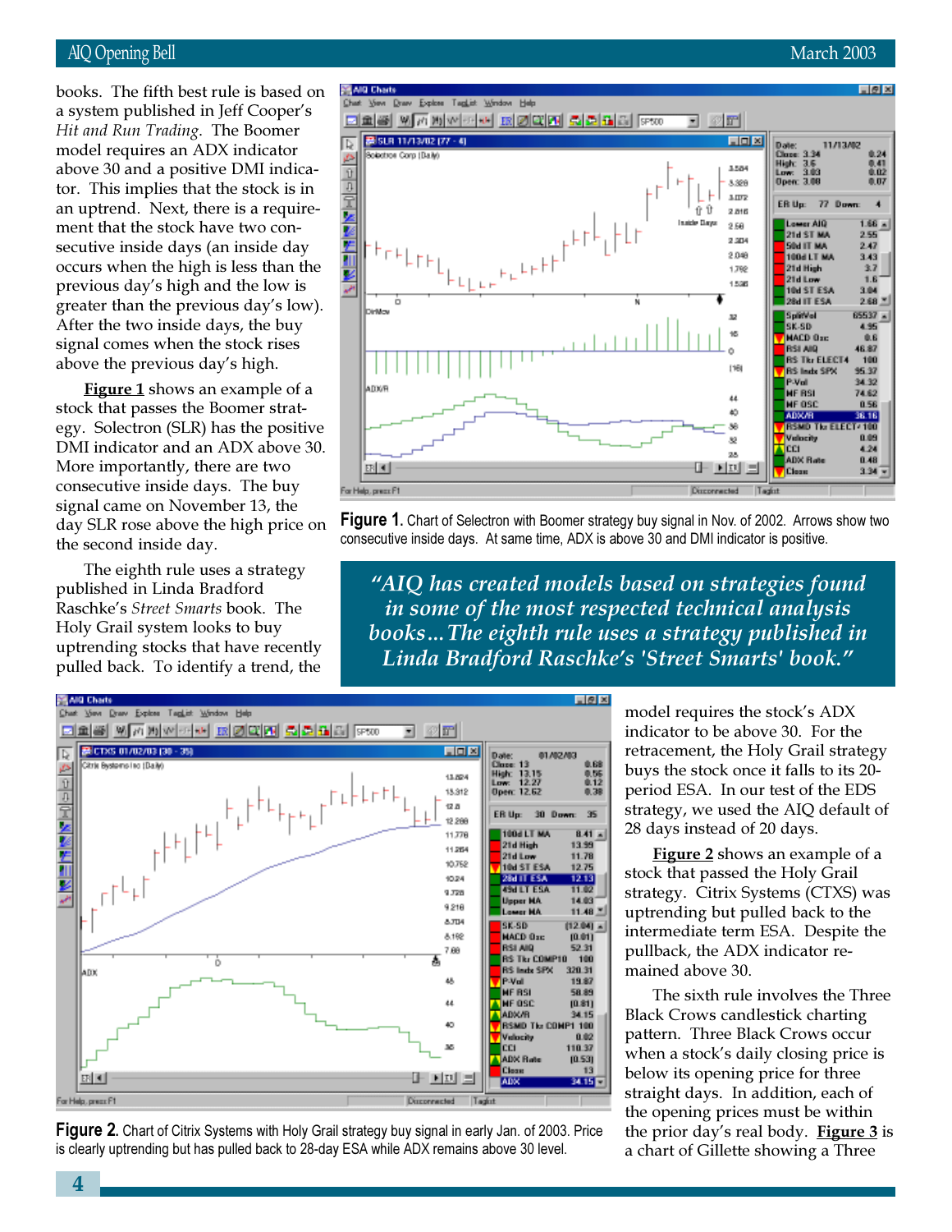books. The fifth best rule is based on a system published in Jeff Cooper's *Hit and Run Trading*. The Boomer model requires an ADX indicator above 30 and a positive DMI indicator. This implies that the stock is in an uptrend. Next, there is a requirement that the stock have two consecutive inside days (an inside day occurs when the high is less than the previous day's high and the low is greater than the previous day's low). After the two inside days, the buy signal comes when the stock rises above the previous day's high.

**Figure 1** shows an example of a stock that passes the Boomer strategy. Solectron (SLR) has the positive DMI indicator and an ADX above 30. More importantly, there are two consecutive inside days. The buy signal came on November 13, the day SLR rose above the high price on the second inside day.

**Figure 1.** Chart of Selectron with Boomer strategy buy signal in Nov. of 2002. Arrows show two consecutive inside days. At same time, ADX is above 30 and DMI indicator is positive.

The eighth rule uses a strategy published in Linda Bradford Raschke's *Street Smarts* book. The Holy Grail system looks to buy uptrending stocks that have recently pulled back. To identify a trend, the model requires the stock's ADX indicator to be above 30. For the retracement, the Holy Grail strategy buys the stock once it falls to its 20-period ESA. In our test of the EDS strategy, we used the AIQ default of 28 days instead of 20 days.

> *"AIQ has created models based on strategies found in some of the most respected technical analysis books…The eighth rule uses a strategy published in Linda Bradford Raschke's 'Street Smarts' book."*

**Figure 2** shows an example of a stock that passed the Holy Grail strategy. Citrix Systems (CTXS) was uptrending but pulled back to the intermediate term ESA. Despite the pullback, the ADX indicator remained above 30.

**Figure 2.** Chart of Citrix Systems with Holy Grail strategy buy signal in early Jan. of 2003. Price is clearly uptrending but has pulled back to 28-day ESA while ADX remains above 30 level.

The sixth rule involves the Three Black Crows candlestick charting pattern. Three Black Crows occur when a stock's daily closing price is below its opening price for three straight days. In addition, each of the opening prices must be within the prior day's real body. **Figure 3** is a chart of Gillette showing a Three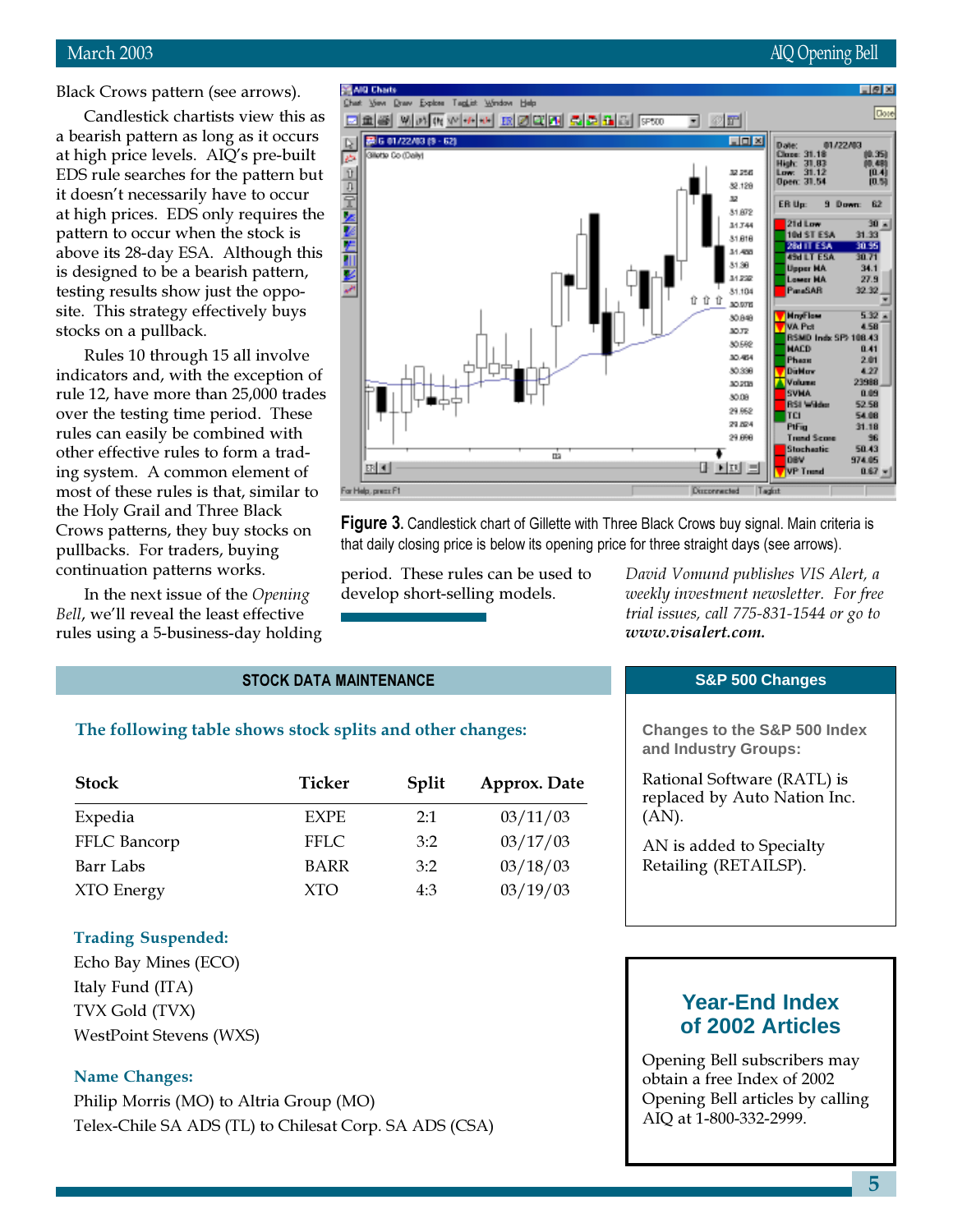Black Crows pattern (see arrows).

Candlestick chartists view this as a bearish pattern as long as it occurs at high price levels. AIQ's pre-built EDS rule searches for the pattern but it doesn't necessarily have to occur at high prices. EDS only requires the pattern to occur when the stock is above its 28-day ESA. Although this is designed to be a bearish pattern, testing results show just the opposite. This strategy effectively buys stocks on a pullback.

Rules 10 through 15 all involve indicators and, with the exception of rule 12, have more than 25,000 trades over the testing time period. These rules can easily be combined with other effective rules to form a trading system. A common element of most of these rules is that, similar to the Holy Grail and Three Black Crows patterns, they buy stocks on pullbacks. For traders, buying continuation patterns works.

In the next issue of the *Opening Bell*, we'll reveal the least effective rules using a 5-business-day holding period. These rules can be used to develop short-selling models.

**Figure 3.** Candlestick chart of Gillette with Three Black Crows buy signal. Main criteria is that daily closing price is below its opening price for three straight days (see arrows).

*David Vomund publishes VIS Alert, a weekly investment newsletter. For free trial issues, call 775-831-1544 or go to* ***www.visalert.com.***

## STOCK DATA MAINTENANCE

### The following table shows stock splits and other changes:

| Stock | Ticker | Split | Approx. Date |
|---|---|---|---|
| Expedia | EXPE | 2:1 | 03/11/03 |
| FFLC Bancorp | FFLC | 3:2 | 03/17/03 |
| Barr Labs | BARR | 3:2 | 03/18/03 |
| XTO Energy | XTO | 4:3 | 03/19/03 |

**Trading Suspended:**

Echo Bay Mines (ECO)
Italy Fund (ITA)
TVX Gold (TVX)
WestPoint Stevens (WXS)

**Name Changes:**

Philip Morris (MO) to Altria Group (MO)
Telex-Chile SA ADS (TL) to Chilesat Corp. SA ADS (CSA)

## S&P 500 Changes

**Changes to the S&P 500 Index and Industry Groups:**

Rational Software (RATL) is replaced by Auto Nation Inc. (AN).

AN is added to Specialty Retailing (RETAILSP).

## Year-End Index of 2002 Articles

Opening Bell subscribers may obtain a free Index of 2002 Opening Bell articles by calling AIQ at 1-800-332-2999.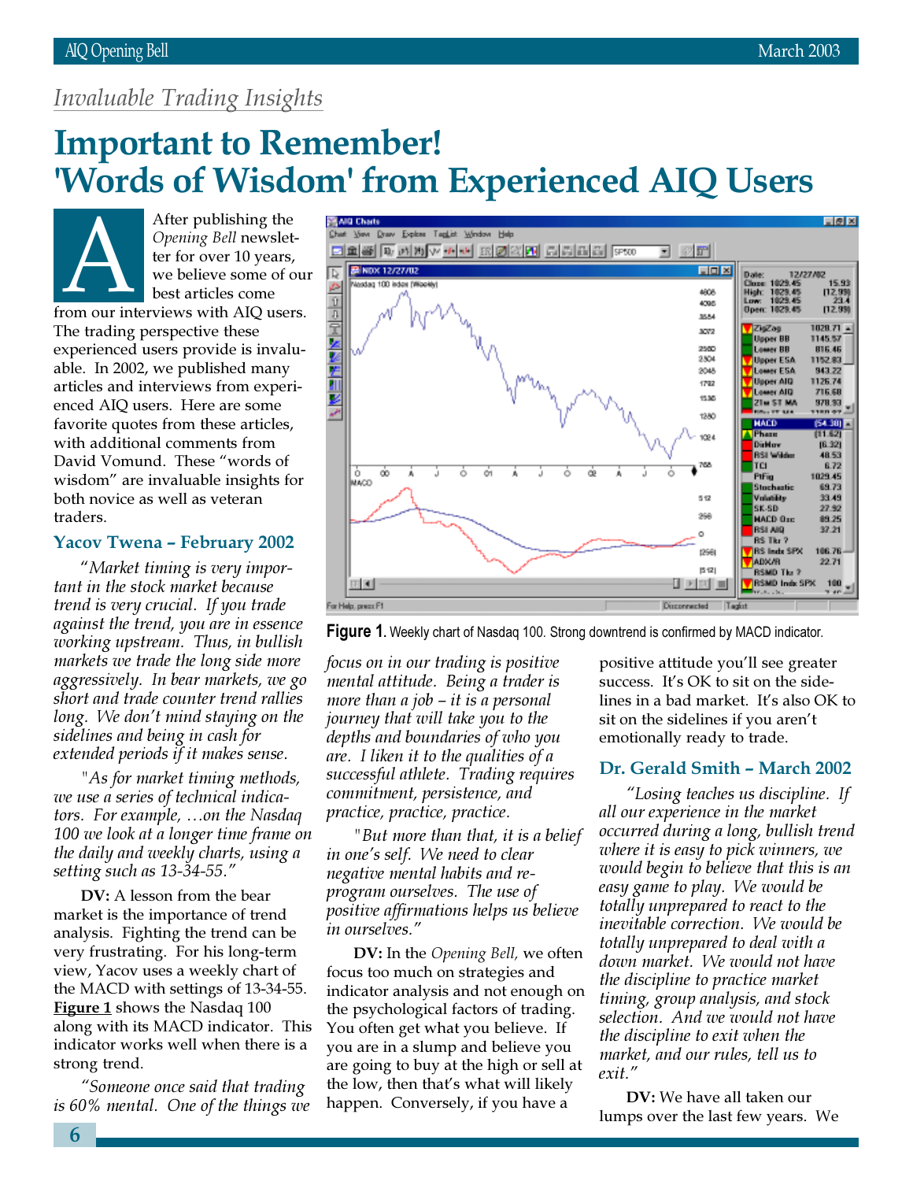*Invaluable Trading Insights*

# Important to Remember! 'Words of Wisdom' from Experienced AIQ Users

After publishing the *Opening Bell* newsletter for over 10 years, we believe some of our best articles come from our interviews with AIQ users. The trading perspective these experienced users provide is invaluable. In 2002, we published many articles and interviews from experienced AIQ users. Here are some favorite quotes from these articles, with additional comments from David Vomund. These "words of wisdom" are invaluable insights for both novice as well as veteran traders.

**Figure 1.** Weekly chart of Nasdaq 100. Strong downtrend is confirmed by MACD indicator.

## Yacov Twena – February 2002

*"Market timing is very important in the stock market because trend is very crucial. If you trade against the trend, you are in essence working upstream. Thus, in bullish markets we trade the long side more aggressively. In bear markets, we go short and trade counter trend rallies long. We don't mind staying on the sidelines and being in cash for extended periods if it makes sense.*

*"As for market timing methods, we use a series of technical indicators. For example, …on the Nasdaq 100 we look at a longer time frame on the daily and weekly charts, using a setting such as 13-34-55."*

**DV:** A lesson from the bear market is the importance of trend analysis. Fighting the trend can be very frustrating. For his long-term view, Yacov uses a weekly chart of the MACD with settings of 13-34-55. Figure 1 shows the Nasdaq 100 along with its MACD indicator. This indicator works well when there is a strong trend.

*"Someone once said that trading is 60% mental. One of the things we focus on in our trading is positive mental attitude. Being a trader is more than a job – it is a personal journey that will take you to the depths and boundaries of who you are. I liken it to the qualities of a successful athlete. Trading requires commitment, persistence, and practice, practice, practice.*

*"But more than that, it is a belief in one's self. We need to clear negative mental habits and re-program ourselves. The use of positive affirmations helps us believe in ourselves."*

**DV:** In the *Opening Bell,* we often focus too much on strategies and indicator analysis and not enough on the psychological factors of trading. You often get what you believe. If you are in a slump and believe you are going to buy at the high or sell at the low, then that's what will likely happen. Conversely, if you have a positive attitude you'll see greater success. It's OK to sit on the sidelines in a bad market. It's also OK to sit on the sidelines if you aren't emotionally ready to trade.

## Dr. Gerald Smith – March 2002

*"Losing teaches us discipline. If all our experience in the market occurred during a long, bullish trend where it is easy to pick winners, we would begin to believe that this is an easy game to play. We would be totally unprepared to react to the inevitable correction. We would be totally unprepared to deal with a down market. We would not have the discipline to practice market timing, group analysis, and stock selection. And we would not have the discipline to exit when the market, and our rules, tell us to exit."*

**DV:** We have all taken our lumps over the last few years. We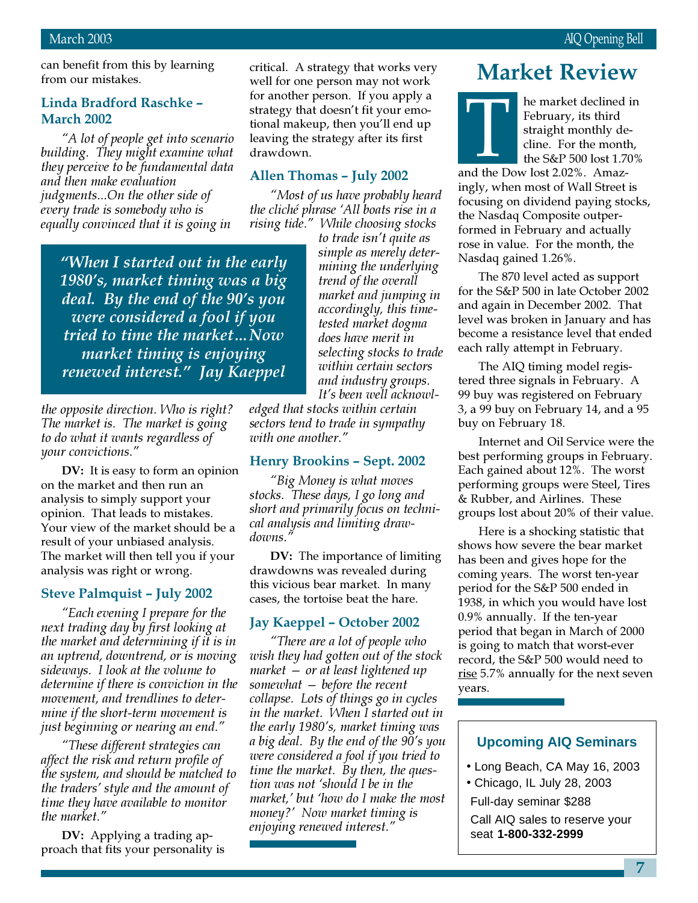can benefit from this by learning from our mistakes.

### Linda Bradford Raschke – March 2002

*"A lot of people get into scenario building. They might examine what they perceive to be fundamental data and then make evaluation judgments...On the other side of every trade is somebody who is equally convinced that it is going in the opposite direction. Who is right? The market is. The market is going to do what it wants regardless of your convictions."*

**DV:** It is easy to form an opinion on the market and then run an analysis to simply support your opinion. That leads to mistakes. Your view of the market should be a result of your unbiased analysis. The market will then tell you if your analysis was right or wrong.

### Steve Palmquist – July 2002

*"Each evening I prepare for the next trading day by first looking at the market and determining if it is in an uptrend, downtrend, or is moving sideways. I look at the volume to determine if there is conviction in the movement, and trendlines to determine if the short-term movement is just beginning or nearing an end."*

*"These different strategies can affect the risk and return profile of the system, and should be matched to the traders' style and the amount of time they have available to monitor the market."*

**DV:** Applying a trading approach that fits your personality is critical. A strategy that works very well for one person may not work for another person. If you apply a strategy that doesn't fit your emotional makeup, then you'll end up leaving the strategy after its first drawdown.

> *"When I started out in the early 1980's, market timing was a big deal. By the end of the 90's you were considered a fool if you tried to time the market...Now market timing is enjoying renewed interest." Jay Kaeppel*

### Allen Thomas – July 2002

*"Most of us have probably heard the cliché phrase 'All boats rise in a rising tide.' While choosing stocks to trade isn't quite as simple as merely determining the underlying trend of the overall market and jumping in accordingly, this time-tested market dogma does have merit in selecting stocks to trade within certain sectors and industry groups. It's been well acknowledged that stocks within certain sectors tend to trade in sympathy with one another."*

### Henry Brookins – Sept. 2002

*"Big Money is what moves stocks. These days, I go long and short and primarily focus on technical analysis and limiting drawdowns."*

**DV:** The importance of limiting drawdowns was revealed during this vicious bear market. In many cases, the tortoise beat the hare.

### Jay Kaeppel – October 2002

*"There are a lot of people who wish they had gotten out of the stock market — or at least lightened up somewhat — before the recent collapse. Lots of things go in cycles in the market. When I started out in the early 1980's, market timing was a big deal. By the end of the 90's you were considered a fool if you tried to time the market. By then, the question was not 'should I be in the market,' but 'how do I make the most money?' Now market timing is enjoying renewed interest."*

# Market Review

The market declined in February, its third straight monthly decline. For the month, the S&P 500 lost 1.70% and the Dow lost 2.02%. Amazingly, when most of Wall Street is focusing on dividend paying stocks, the Nasdaq Composite outperformed in February and actually rose in value. For the month, the Nasdaq gained 1.26%.

The 870 level acted as support for the S&P 500 in late October 2002 and again in December 2002. That level was broken in January and has become a resistance level that ended each rally attempt in February.

The AIQ timing model registered three signals in February. A 99 buy was registered on February 3, a 99 buy on February 14, and a 95 buy on February 18.

Internet and Oil Service were the best performing groups in February. Each gained about 12%. The worst performing groups were Steel, Tires & Rubber, and Airlines. These groups lost about 20% of their value.

Here is a shocking statistic that shows how severe the bear market has been and gives hope for the coming years. The worst ten-year period for the S&P 500 ended in 1938, in which you would have lost 0.9% annually. If the ten-year period that began in March of 2000 is going to match that worst-ever record, the S&P 500 would need to rise 5.7% annually for the next seven years.

### Upcoming AIQ Seminars

- Long Beach, CA May 16, 2003
- Chicago, IL July 28, 2003

Full-day seminar $288

Call AIQ sales to reserve your seat **1-800-332-2999**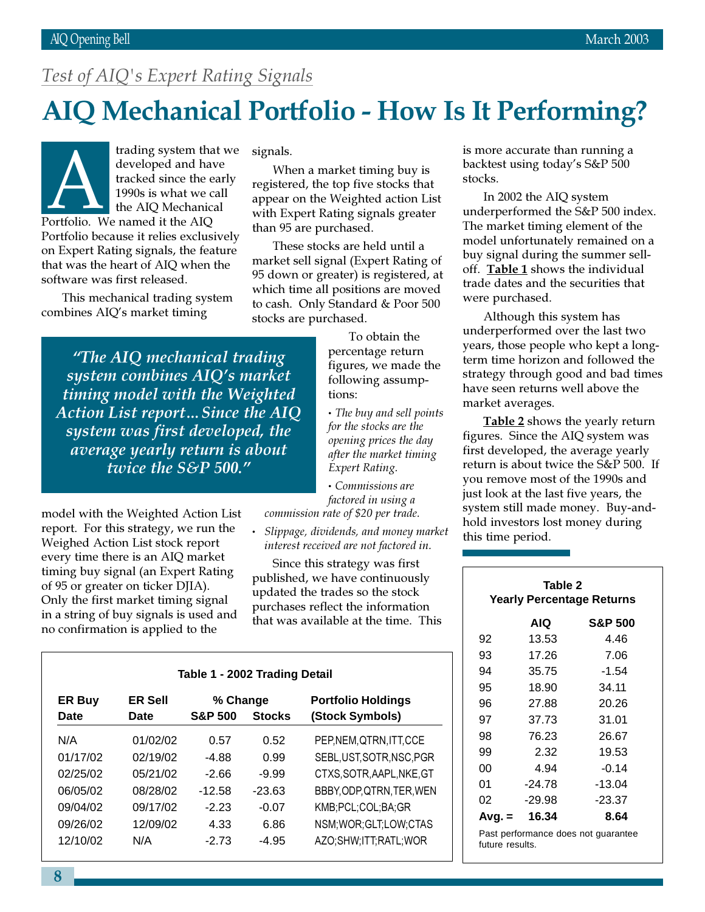*Test of AIQ's Expert Rating Signals*

# AIQ Mechanical Portfolio - How Is It Performing?

A trading system that we developed and have tracked since the early 1990s is what we call the AIQ Mechanical Portfolio. We named it the AIQ Portfolio because it relies exclusively on Expert Rating signals, the feature that was the heart of AIQ when the software was first released.

This mechanical trading system combines AIQ's market timing model with the Weighted Action List report. For this strategy, we run the Weighed Action List stock report every time there is an AIQ market timing buy signal (an Expert Rating of 95 or greater on ticker DJIA). Only the first market timing signal in a string of buy signals is used and no confirmation is applied to the signals.

When a market timing buy is registered, the top five stocks that appear on the Weighted action List with Expert Rating signals greater than 95 are purchased.

These stocks are held until a market sell signal (Expert Rating of 95 down or greater) is registered, at which time all positions are moved to cash. Only Standard & Poor 500 stocks are purchased.

> *"The AIQ mechanical trading system combines AIQ's market timing model with the Weighted Action List report... Since the AIQ system was first developed, the average yearly return is about twice the S&P 500."*

To obtain the percentage return figures, we made the following assumptions:

- *The buy and sell points for the stocks are the opening prices the day after the market timing Expert Rating.*
- *Commissions are factored in using a commission rate of $20 per trade.*
- *Slippage, dividends, and money market interest received are not factored in.*

Since this strategy was first published, we have continuously updated the trades so the stock purchases reflect the information that was available at the time. This is more accurate than running a backtest using today's S&P 500 stocks.

In 2002 the AIQ system underperformed the S&P 500 index. The market timing element of the model unfortunately remained on a buy signal during the summer sell-off. **Table 1** shows the individual trade dates and the securities that were purchased.

Although this system has underperformed over the last two years, those people who kept a long-term time horizon and followed the strategy through good and bad times have seen returns well above the market averages.

**Table 2** shows the yearly return figures. Since the AIQ system was first developed, the average yearly return is about twice the S&P 500. If you remove most of the 1990s and just look at the last five years, the system still made money. Buy-and-hold investors lost money during this time period.

**Table 1 - 2002 Trading Detail**

| ER Buy Date | ER Sell Date | % Change S&P 500 | % Change Stocks | Portfolio Holdings (Stock Symbols) |
|---|---|---|---|---|
| N/A | 01/02/02 | 0.57 | 0.52 | PEP,NEM,QTRN,ITT,CCE |
| 01/17/02 | 02/19/02 | -4.88 | 0.99 | SEBL,UST,SOTR,NSC,PGR |
| 02/25/02 | 05/21/02 | -2.66 | -9.99 | CTXS,SOTR,AAPL,NKE,GT |
| 06/05/02 | 08/28/02 | -12.58 | -23.63 | BBBY,ODP,QTRN,TER,WEN |
| 09/04/02 | 09/17/02 | -2.23 | -0.07 | KMB;PCL;COL;BA;GR |
| 09/26/02 | 12/09/02 | 4.33 | 6.86 | NSM;WOR;GLT;LOW;CTAS |
| 12/10/02 | N/A | -2.73 | -4.95 | AZO;SHW;ITT;RATL;WOR |

**Table 2**
**Yearly Percentage Returns**

| | AIQ | S&P 500 |
|---|---|---|
| 92 | 13.53 | 4.46 |
| 93 | 17.26 | 7.06 |
| 94 | 35.75 | -1.54 |
| 95 | 18.90 | 34.11 |
| 96 | 27.88 | 20.26 |
| 97 | 37.73 | 31.01 |
| 98 | 76.23 | 26.67 |
| 99 | 2.32 | 19.53 |
| 00 | 4.94 | -0.14 |
| 01 | -24.78 | -13.04 |
| 02 | -29.98 | -23.37 |
| **Avg. =** | **16.34** | **8.64** |

Past performance does not guarantee future results.